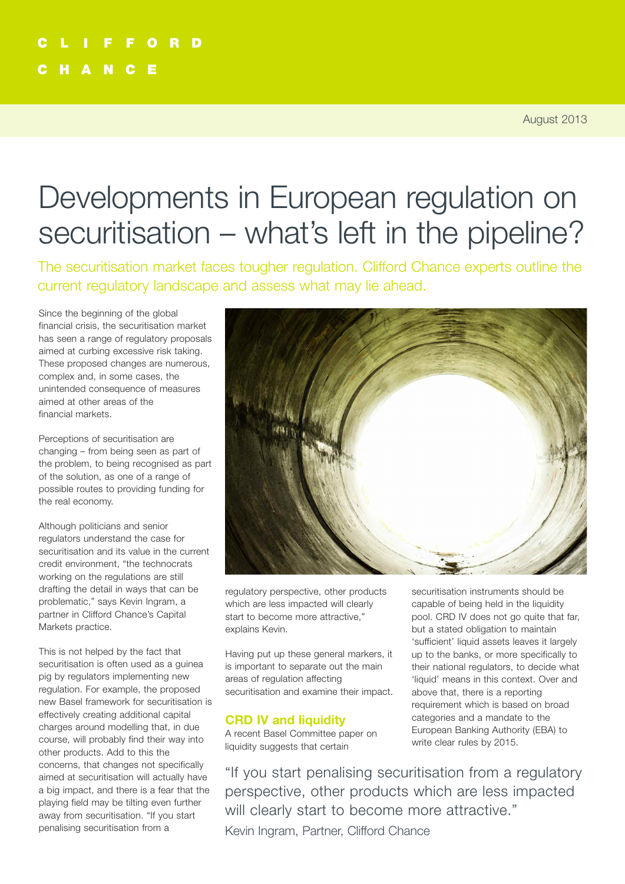CLIFFORD CHANCE

August 2013

# Developments in European regulation on securitisation – what's left in the pipeline?

The securitisation market faces tougher regulation. Clifford Chance experts outline the current regulatory landscape and assess what may lie ahead.

Since the beginning of the global financial crisis, the securitisation market has seen a range of regulatory proposals aimed at curbing excessive risk taking. These proposed changes are numerous, complex and, in some cases, the unintended consequence of measures aimed at other areas of the financial markets.

Perceptions of securitisation are changing – from being seen as part of the problem, to being recognised as part of the solution, as one of a range of possible routes to providing funding for the real economy.

Although politicians and senior regulators understand the case for securitisation and its value in the current credit environment, "the technocrats working on the regulations are still drafting the detail in ways that can be problematic," says Kevin Ingram, a partner in Clifford Chance's Capital Markets practice.

This is not helped by the fact that securitisation is often used as a guinea pig by regulators implementing new regulation. For example, the proposed new Basel framework for securitisation is effectively creating additional capital charges around modelling that, in due course, will probably find their way into other products. Add to this the concerns, that changes not specifically aimed at securitisation will actually have a big impact, and there is a fear that the playing field may be tilting even further away from securitisation. "If you start penalising securitisation from a regulatory perspective, other products which are less impacted will clearly start to become more attractive," explains Kevin.

Having put up these general markers, it is important to separate out the main areas of regulation affecting securitisation and examine their impact.

## CRD IV and liquidity

A recent Basel Committee paper on liquidity suggests that certain securitisation instruments should be capable of being held in the liquidity pool. CRD IV does not go quite that far, but a stated obligation to maintain 'sufficient' liquid assets leaves it largely up to the banks, or more specifically to their national regulators, to decide what 'liquid' means in this context. Over and above that, there is a reporting requirement which is based on broad categories and a mandate to the European Banking Authority (EBA) to write clear rules by 2015.

> "If you start penalising securitisation from a regulatory perspective, other products which are less impacted will clearly start to become more attractive."
>
> Kevin Ingram, Partner, Clifford Chance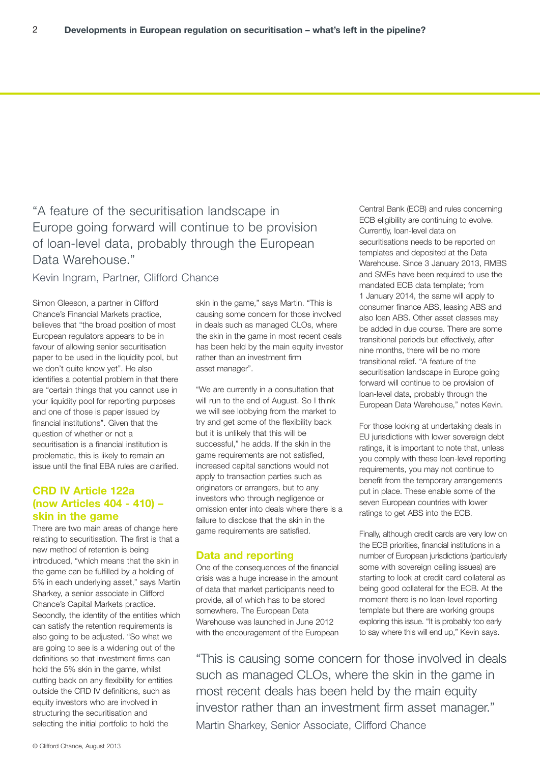> "A feature of the securitisation landscape in Europe going forward will continue to be provision of loan-level data, probably through the European Data Warehouse."
>
> Kevin Ingram, Partner, Clifford Chance

Simon Gleeson, a partner in Clifford Chance's Financial Markets practice, believes that "the broad position of most European regulators appears to be in favour of allowing senior securitisation paper to be used in the liquidity pool, but we don't quite know yet". He also identifies a potential problem in that there are "certain things that you cannot use in your liquidity pool for reporting purposes and one of those is paper issued by financial institutions". Given that the question of whether or not a securitisation is a financial institution is problematic, this is likely to remain an issue until the final EBA rules are clarified.

## CRD IV Article 122a (now Articles 404 - 410) – skin in the game

There are two main areas of change here relating to securitisation. The first is that a new method of retention is being introduced, "which means that the skin in the game can be fulfilled by a holding of 5% in each underlying asset," says Martin Sharkey, a senior associate in Clifford Chance's Capital Markets practice. Secondly, the identity of the entities which can satisfy the retention requirements is also going to be adjusted. "So what we are going to see is a widening out of the definitions so that investment firms can hold the 5% skin in the game, whilst cutting back on any flexibility for entities outside the CRD IV definitions, such as equity investors who are involved in structuring the securitisation and selecting the initial portfolio to hold the skin in the game," says Martin. "This is causing some concern for those involved in deals such as managed CLOs, where the skin in the game in most recent deals has been held by the main equity investor rather than an investment firm asset manager".

"We are currently in a consultation that will run to the end of August. So I think we will see lobbying from the market to try and get some of the flexibility back but it is unlikely that this will be successful," he adds. If the skin in the game requirements are not satisfied, increased capital sanctions would not apply to transaction parties such as originators or arrangers, but to any investors who through negligence or omission enter into deals where there is a failure to disclose that the skin in the game requirements are satisfied.

## Data and reporting

One of the consequences of the financial crisis was a huge increase in the amount of data that market participants need to provide, all of which has to be stored somewhere. The European Data Warehouse was launched in June 2012 with the encouragement of the European Central Bank (ECB) and rules concerning ECB eligibility are continuing to evolve. Currently, loan-level data on securitisations needs to be reported on templates and deposited at the Data Warehouse. Since 3 January 2013, RMBS and SMEs have been required to use the mandated ECB data template; from 1 January 2014, the same will apply to consumer finance ABS, leasing ABS and also loan ABS. Other asset classes may be added in due course. There are some transitional periods but effectively, after nine months, there will be no more transitional relief. "A feature of the securitisation landscape in Europe going forward will continue to be provision of loan-level data, probably through the European Data Warehouse," notes Kevin.

For those looking at undertaking deals in EU jurisdictions with lower sovereign debt ratings, it is important to note that, unless you comply with these loan-level reporting requirements, you may not continue to benefit from the temporary arrangements put in place. These enable some of the seven European countries with lower ratings to get ABS into the ECB.

Finally, although credit cards are very low on the ECB priorities, financial institutions in a number of European jurisdictions (particularly some with sovereign ceiling issues) are starting to look at credit card collateral as being good collateral for the ECB. At the moment there is no loan-level reporting template but there are working groups exploring this issue. "It is probably too early to say where this will end up," Kevin says.

> "This is causing some concern for those involved in deals such as managed CLOs, where the skin in the game in most recent deals has been held by the main equity investor rather than an investment firm asset manager."
>
> Martin Sharkey, Senior Associate, Clifford Chance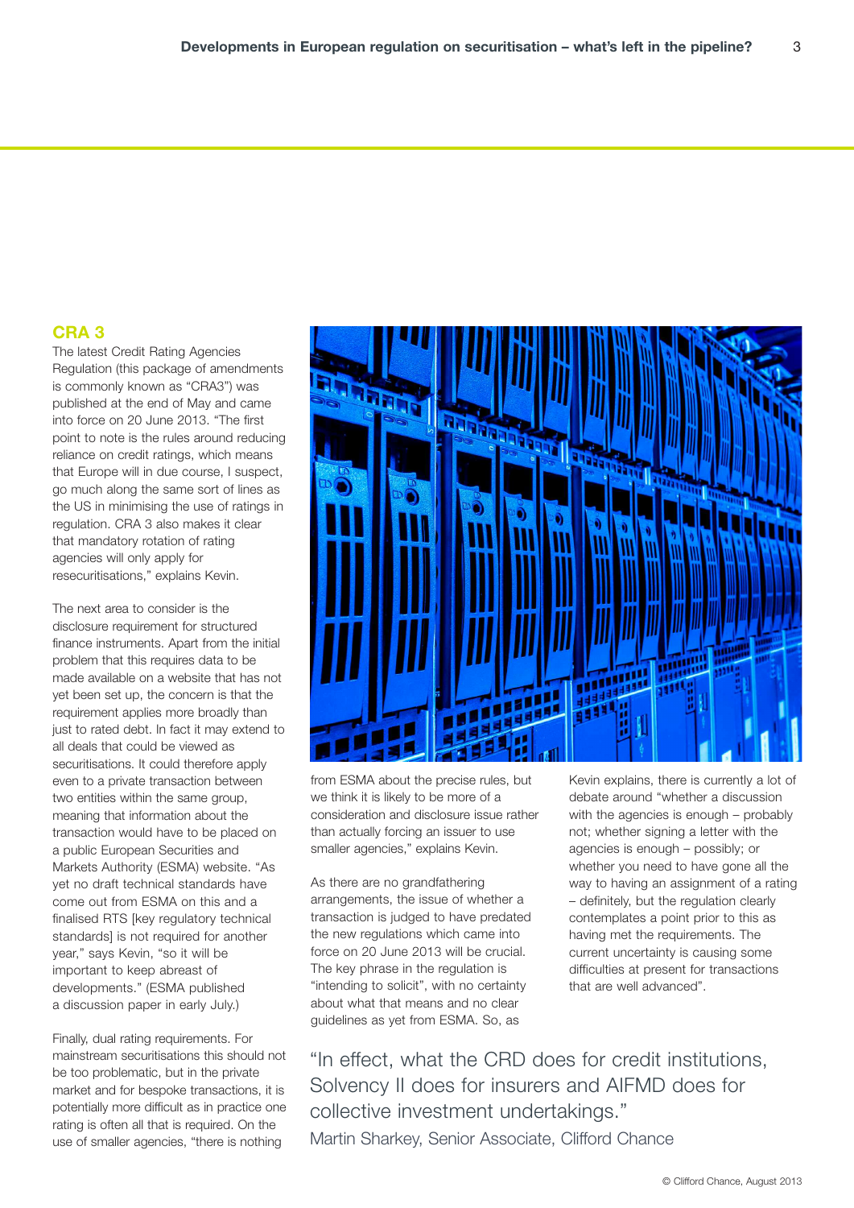## CRA 3

The latest Credit Rating Agencies Regulation (this package of amendments is commonly known as "CRA3") was published at the end of May and came into force on 20 June 2013. "The first point to note is the rules around reducing reliance on credit ratings, which means that Europe will in due course, I suspect, go much along the same sort of lines as the US in minimising the use of ratings in regulation. CRA 3 also makes it clear that mandatory rotation of rating agencies will only apply for resecuritisations," explains Kevin.

The next area to consider is the disclosure requirement for structured finance instruments. Apart from the initial problem that this requires data to be made available on a website that has not yet been set up, the concern is that the requirement applies more broadly than just to rated debt. In fact it may extend to all deals that could be viewed as securitisations. It could therefore apply even to a private transaction between two entities within the same group, meaning that information about the transaction would have to be placed on a public European Securities and Markets Authority (ESMA) website. "As yet no draft technical standards have come out from ESMA on this and a finalised RTS [key regulatory technical standards] is not required for another year," says Kevin, "so it will be important to keep abreast of developments." (ESMA published a discussion paper in early July.)

Finally, dual rating requirements. For mainstream securitisations this should not be too problematic, but in the private market and for bespoke transactions, it is potentially more difficult as in practice one rating is often all that is required. On the use of smaller agencies, "there is nothing from ESMA about the precise rules, but we think it is likely to be more of a consideration and disclosure issue rather than actually forcing an issuer to use smaller agencies," explains Kevin.

As there are no grandfathering arrangements, the issue of whether a transaction is judged to have predated the new regulations which came into force on 20 June 2013 will be crucial. The key phrase in the regulation is "intending to solicit", with no certainty about what that means and no clear guidelines as yet from ESMA. So, as Kevin explains, there is currently a lot of debate around "whether a discussion with the agencies is enough – probably not; whether signing a letter with the agencies is enough – possibly; or whether you need to have gone all the way to having an assignment of a rating – definitely, but the regulation clearly contemplates a point prior to this as having met the requirements. The current uncertainty is causing some difficulties at present for transactions that are well advanced".

> "In effect, what the CRD does for credit institutions, Solvency II does for insurers and AIFMD does for collective investment undertakings."
>
> Martin Sharkey, Senior Associate, Clifford Chance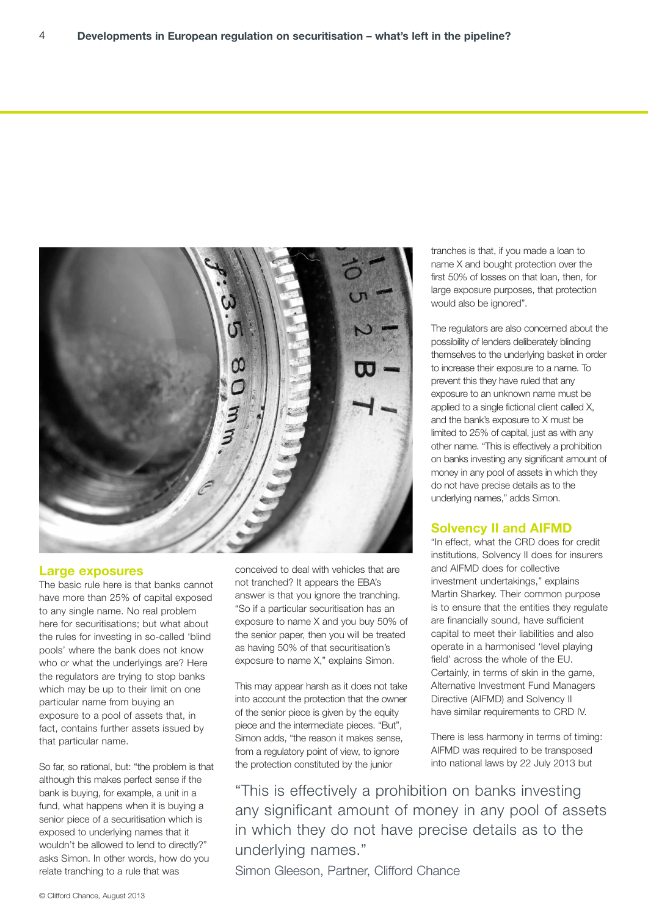## Large exposures

The basic rule here is that banks cannot have more than 25% of capital exposed to any single name. No real problem here for securitisations; but what about the rules for investing in so-called 'blind pools' where the bank does not know who or what the underlyings are? Here the regulators are trying to stop banks which may be up to their limit on one particular name from buying an exposure to a pool of assets that, in fact, contains further assets issued by that particular name.

So far, so rational, but: "the problem is that although this makes perfect sense if the bank is buying, for example, a unit in a fund, what happens when it is buying a senior piece of a securitisation which is exposed to underlying names that it wouldn't be allowed to lend to directly?" asks Simon. In other words, how do you relate tranching to a rule that was conceived to deal with vehicles that are not tranched? It appears the EBA's answer is that you ignore the tranching. "So if a particular securitisation has an exposure to name X and you buy 50% of the senior paper, then you will be treated as having 50% of that securitisation's exposure to name X," explains Simon.

This may appear harsh as it does not take into account the protection that the owner of the senior piece is given by the equity piece and the intermediate pieces. "But", Simon adds, "the reason it makes sense, from a regulatory point of view, to ignore the protection constituted by the junior tranches is that, if you made a loan to name X and bought protection over the first 50% of losses on that loan, then, for large exposure purposes, that protection would also be ignored".

The regulators are also concerned about the possibility of lenders deliberately blinding themselves to the underlying basket in order to increase their exposure to a name. To prevent this they have ruled that any exposure to an unknown name must be applied to a single fictional client called X, and the bank's exposure to X must be limited to 25% of capital, just as with any other name. "This is effectively a prohibition on banks investing any significant amount of money in any pool of assets in which they do not have precise details as to the underlying names," adds Simon.

## Solvency II and AIFMD

"In effect, what the CRD does for credit institutions, Solvency II does for insurers and AIFMD does for collective investment undertakings," explains Martin Sharkey. Their common purpose is to ensure that the entities they regulate are financially sound, have sufficient capital to meet their liabilities and also operate in a harmonised 'level playing field' across the whole of the EU. Certainly, in terms of skin in the game, Alternative Investment Fund Managers Directive (AIFMD) and Solvency II have similar requirements to CRD IV.

There is less harmony in terms of timing: AIFMD was required to be transposed into national laws by 22 July 2013 but

> "This is effectively a prohibition on banks investing any significant amount of money in any pool of assets in which they do not have precise details as to the underlying names."
>
> Simon Gleeson, Partner, Clifford Chance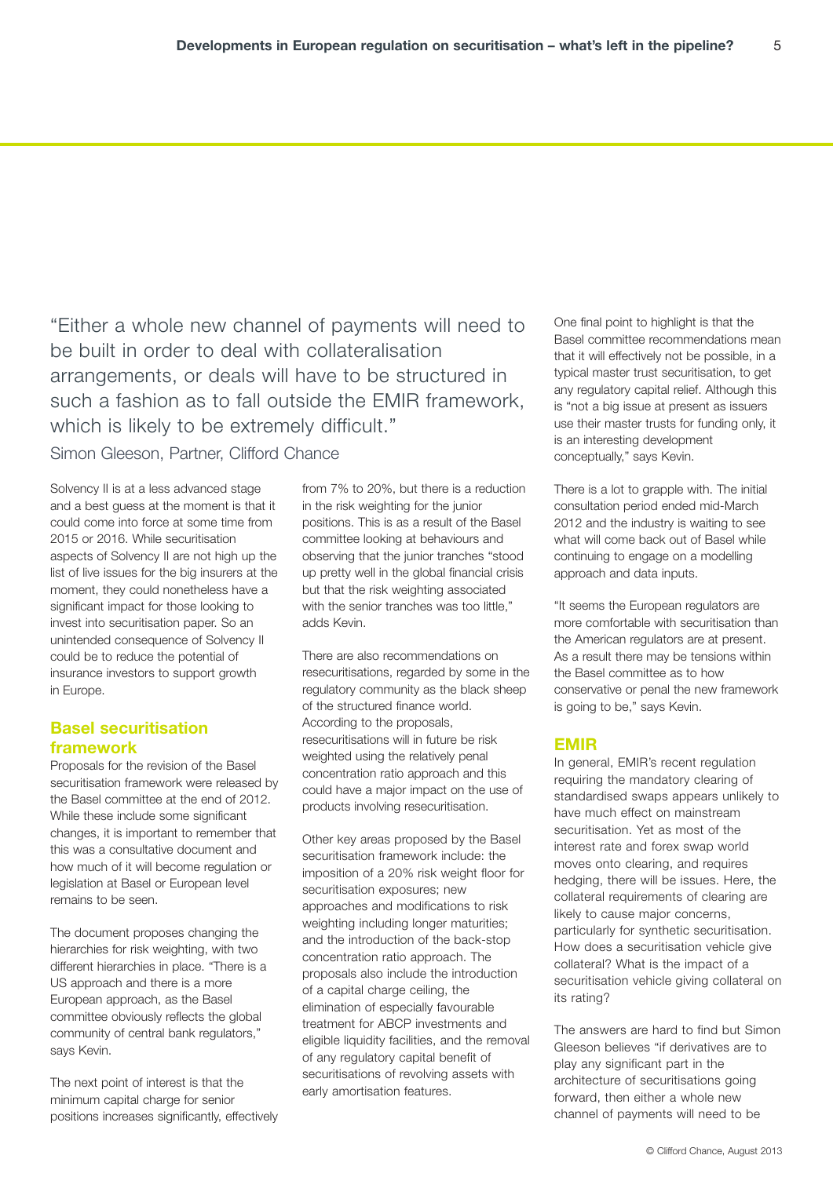"Either a whole new channel of payments will need to be built in order to deal with collateralisation arrangements, or deals will have to be structured in such a fashion as to fall outside the EMIR framework, which is likely to be extremely difficult."

Simon Gleeson, Partner, Clifford Chance

Solvency II is at a less advanced stage and a best guess at the moment is that it could come into force at some time from 2015 or 2016. While securitisation aspects of Solvency II are not high up the list of live issues for the big insurers at the moment, they could nonetheless have a significant impact for those looking to invest into securitisation paper. So an unintended consequence of Solvency II could be to reduce the potential of insurance investors to support growth in Europe.

## Basel securitisation framework

Proposals for the revision of the Basel securitisation framework were released by the Basel committee at the end of 2012. While these include some significant changes, it is important to remember that this was a consultative document and how much of it will become regulation or legislation at Basel or European level remains to be seen.

The document proposes changing the hierarchies for risk weighting, with two different hierarchies in place. "There is a US approach and there is a more European approach, as the Basel committee obviously reflects the global community of central bank regulators," says Kevin.

The next point of interest is that the minimum capital charge for senior positions increases significantly, effectively from 7% to 20%, but there is a reduction in the risk weighting for the junior positions. This is as a result of the Basel committee looking at behaviours and observing that the junior tranches "stood up pretty well in the global financial crisis but that the risk weighting associated with the senior tranches was too little," adds Kevin.

There are also recommendations on resecuritisations, regarded by some in the regulatory community as the black sheep of the structured finance world. According to the proposals, resecuritisations will in future be risk weighted using the relatively penal concentration ratio approach and this could have a major impact on the use of products involving resecuritisation.

Other key areas proposed by the Basel securitisation framework include: the imposition of a 20% risk weight floor for securitisation exposures; new approaches and modifications to risk weighting including longer maturities; and the introduction of the back-stop concentration ratio approach. The proposals also include the introduction of a capital charge ceiling, the elimination of especially favourable treatment for ABCP investments and eligible liquidity facilities, and the removal of any regulatory capital benefit of securitisations of revolving assets with early amortisation features.

One final point to highlight is that the Basel committee recommendations mean that it will effectively not be possible, in a typical master trust securitisation, to get any regulatory capital relief. Although this is "not a big issue at present as issuers use their master trusts for funding only, it is an interesting development conceptually," says Kevin.

There is a lot to grapple with. The initial consultation period ended mid-March 2012 and the industry is waiting to see what will come back out of Basel while continuing to engage on a modelling approach and data inputs.

"It seems the European regulators are more comfortable with securitisation than the American regulators are at present. As a result there may be tensions within the Basel committee as to how conservative or penal the new framework is going to be," says Kevin.

## EMIR

In general, EMIR's recent regulation requiring the mandatory clearing of standardised swaps appears unlikely to have much effect on mainstream securitisation. Yet as most of the interest rate and forex swap world moves onto clearing, and requires hedging, there will be issues. Here, the collateral requirements of clearing are likely to cause major concerns, particularly for synthetic securitisation. How does a securitisation vehicle give collateral? What is the impact of a securitisation vehicle giving collateral on its rating?

The answers are hard to find but Simon Gleeson believes "if derivatives are to play any significant part in the architecture of securitisations going forward, then either a whole new channel of payments will need to be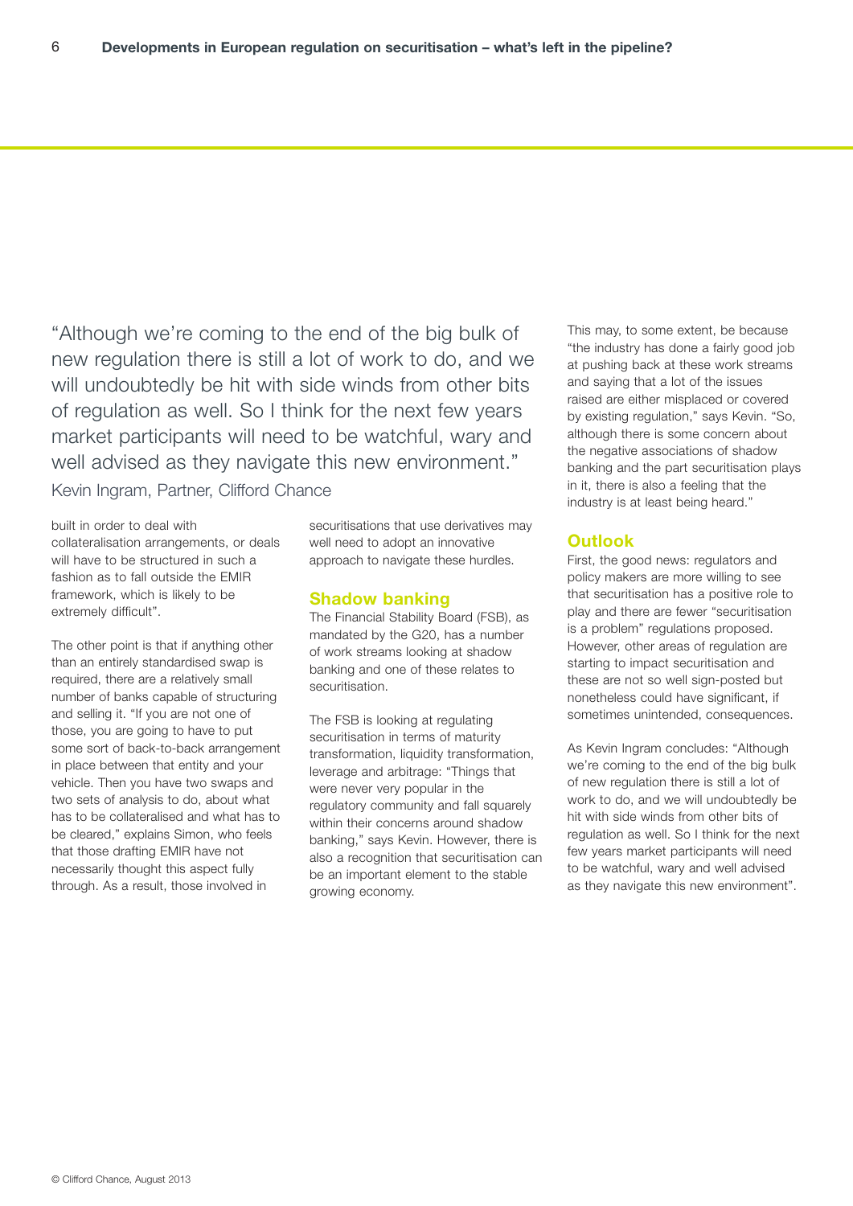> "Although we're coming to the end of the big bulk of new regulation there is still a lot of work to do, and we will undoubtedly be hit with side winds from other bits of regulation as well. So I think for the next few years market participants will need to be watchful, wary and well advised as they navigate this new environment."
>
> Kevin Ingram, Partner, Clifford Chance

built in order to deal with collateralisation arrangements, or deals will have to be structured in such a fashion as to fall outside the EMIR framework, which is likely to be extremely difficult".

The other point is that if anything other than an entirely standardised swap is required, there are a relatively small number of banks capable of structuring and selling it. "If you are not one of those, you are going to have to put some sort of back-to-back arrangement in place between that entity and your vehicle. Then you have two swaps and two sets of analysis to do, about what has to be collateralised and what has to be cleared," explains Simon, who feels that those drafting EMIR have not necessarily thought this aspect fully through. As a result, those involved in securitisations that use derivatives may well need to adopt an innovative approach to navigate these hurdles.

## Shadow banking

The Financial Stability Board (FSB), as mandated by the G20, has a number of work streams looking at shadow banking and one of these relates to securitisation.

The FSB is looking at regulating securitisation in terms of maturity transformation, liquidity transformation, leverage and arbitrage: "Things that were never very popular in the regulatory community and fall squarely within their concerns around shadow banking," says Kevin. However, there is also a recognition that securitisation can be an important element to the stable growing economy.

This may, to some extent, be because "the industry has done a fairly good job at pushing back at these work streams and saying that a lot of the issues raised are either misplaced or covered by existing regulation," says Kevin. "So, although there is some concern about the negative associations of shadow banking and the part securitisation plays in it, there is also a feeling that the industry is at least being heard."

## Outlook

First, the good news: regulators and policy makers are more willing to see that securitisation has a positive role to play and there are fewer "securitisation is a problem" regulations proposed. However, other areas of regulation are starting to impact securitisation and these are not so well sign-posted but nonetheless could have significant, if sometimes unintended, consequences.

As Kevin Ingram concludes: "Although we're coming to the end of the big bulk of new regulation there is still a lot of work to do, and we will undoubtedly be hit with side winds from other bits of regulation as well. So I think for the next few years market participants will need to be watchful, wary and well advised as they navigate this new environment".

© Clifford Chance, August 2013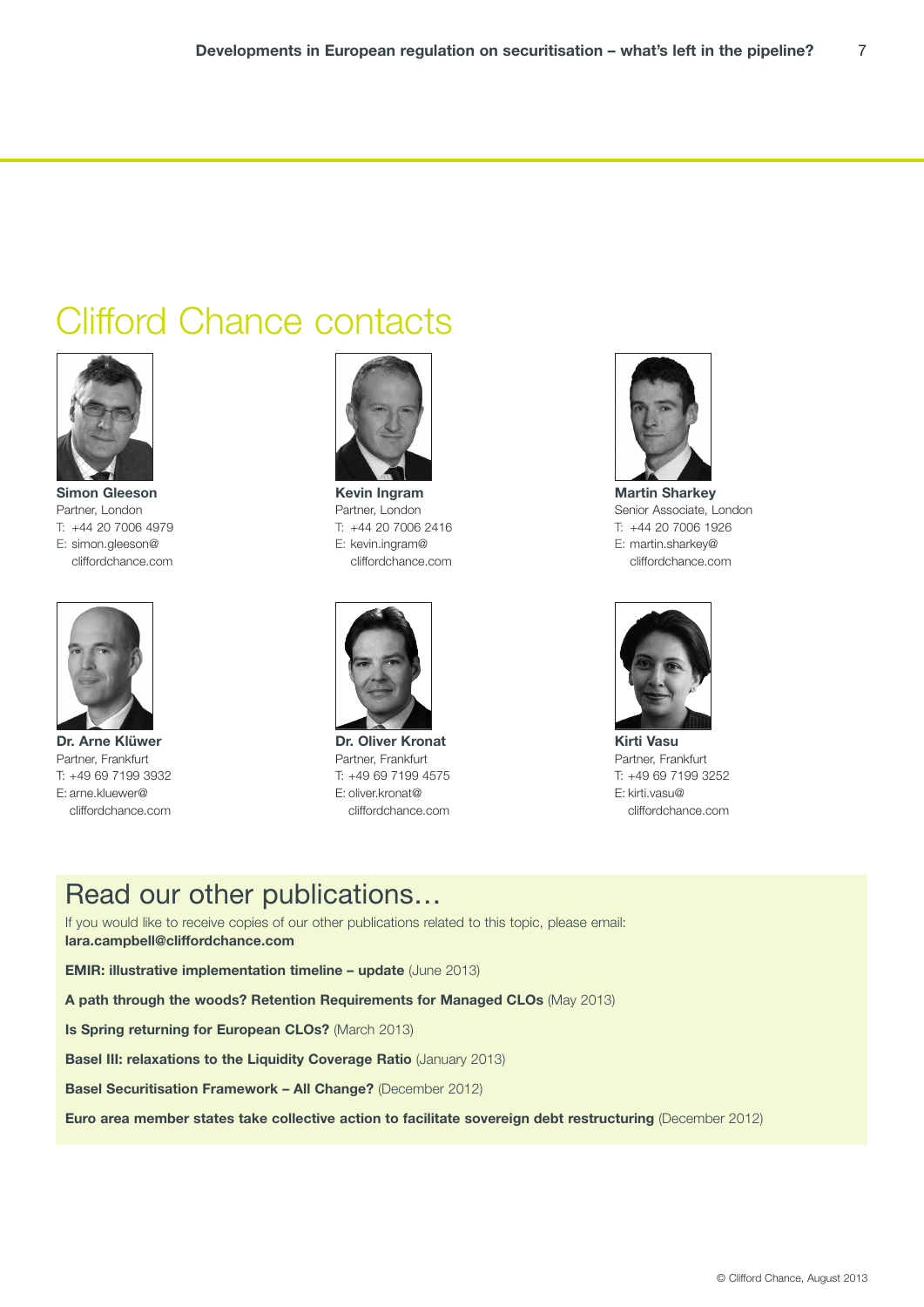# Clifford Chance contacts

**Simon Gleeson**
Partner, London
T: +44 20 7006 4979
E: simon.gleeson@cliffordchance.com

**Kevin Ingram**
Partner, London
T: +44 20 7006 2416
E: kevin.ingram@cliffordchance.com

**Martin Sharkey**
Senior Associate, London
T: +44 20 7006 1926
E: martin.sharkey@cliffordchance.com

**Dr. Arne Klüwer**
Partner, Frankfurt
T: +49 69 7199 3932
E: arne.kluewer@cliffordchance.com

**Dr. Oliver Kronat**
Partner, Frankfurt
T: +49 69 7199 4575
E: oliver.kronat@cliffordchance.com

**Kirti Vasu**
Partner, Frankfurt
T: +49 69 7199 3252
E: kirti.vasu@cliffordchance.com

## Read our other publications…

If you would like to receive copies of our other publications related to this topic, please email:
**lara.campbell@cliffordchance.com**

**EMIR: illustrative implementation timeline – update** (June 2013)

**A path through the woods? Retention Requirements for Managed CLOs** (May 2013)

**Is Spring returning for European CLOs?** (March 2013)

**Basel III: relaxations to the Liquidity Coverage Ratio** (January 2013)

**Basel Securitisation Framework – All Change?** (December 2012)

**Euro area member states take collective action to facilitate sovereign debt restructuring** (December 2012)

© Clifford Chance, August 2013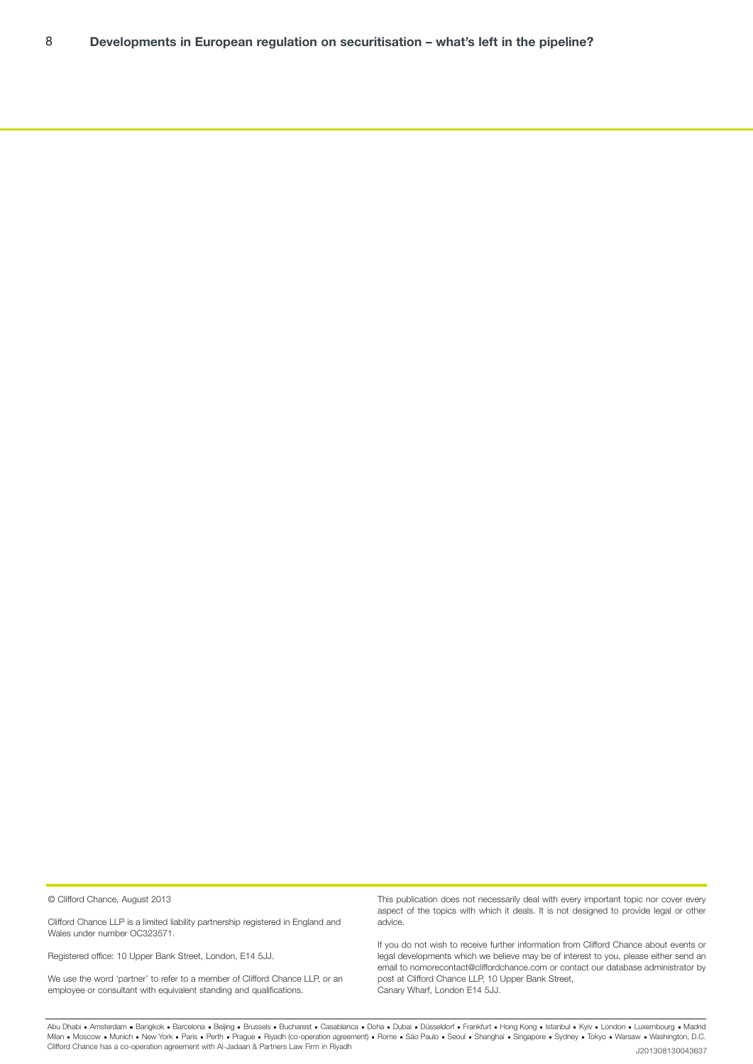© Clifford Chance, August 2013

Clifford Chance LLP is a limited liability partnership registered in England and Wales under number OC323571.

Registered office: 10 Upper Bank Street, London, E14 5JJ.

We use the word 'partner' to refer to a member of Clifford Chance LLP, or an employee or consultant with equivalent standing and qualifications.

This publication does not necessarily deal with every important topic nor cover every aspect of the topics with which it deals. It is not designed to provide legal or other advice.

If you do not wish to receive further information from Clifford Chance about events or legal developments which we believe may be of interest to you, please either send an email to nomorecontact@cliffordchance.com or contact our database administrator by post at Clifford Chance LLP, 10 Upper Bank Street, Canary Wharf, London E14 5JJ.

Abu Dhabi ▪ Amsterdam ▪ Bangkok ▪ Barcelona ▪ Beijing ▪ Brussels ▪ Bucharest ▪ Casablanca ▪ Doha ▪ Dubai ▪ Düsseldorf ▪ Frankfurt ▪ Hong Kong ▪ Istanbul ▪ Kyiv ▪ London ▪ Luxembourg ▪ Madrid Milan ▪ Moscow ▪ Munich ▪ New York ▪ Paris ▪ Perth ▪ Prague ▪ Riyadh (co-operation agreement) ▪ Rome ▪ São Paulo ▪ Seoul ▪ Shanghai ▪ Singapore ▪ Sydney ▪ Tokyo ▪ Warsaw ▪ Washington, D.C.
Clifford Chance has a co-operation agreement with Al-Jadaan & Partners Law Firm in Riyadh

J201308130043637